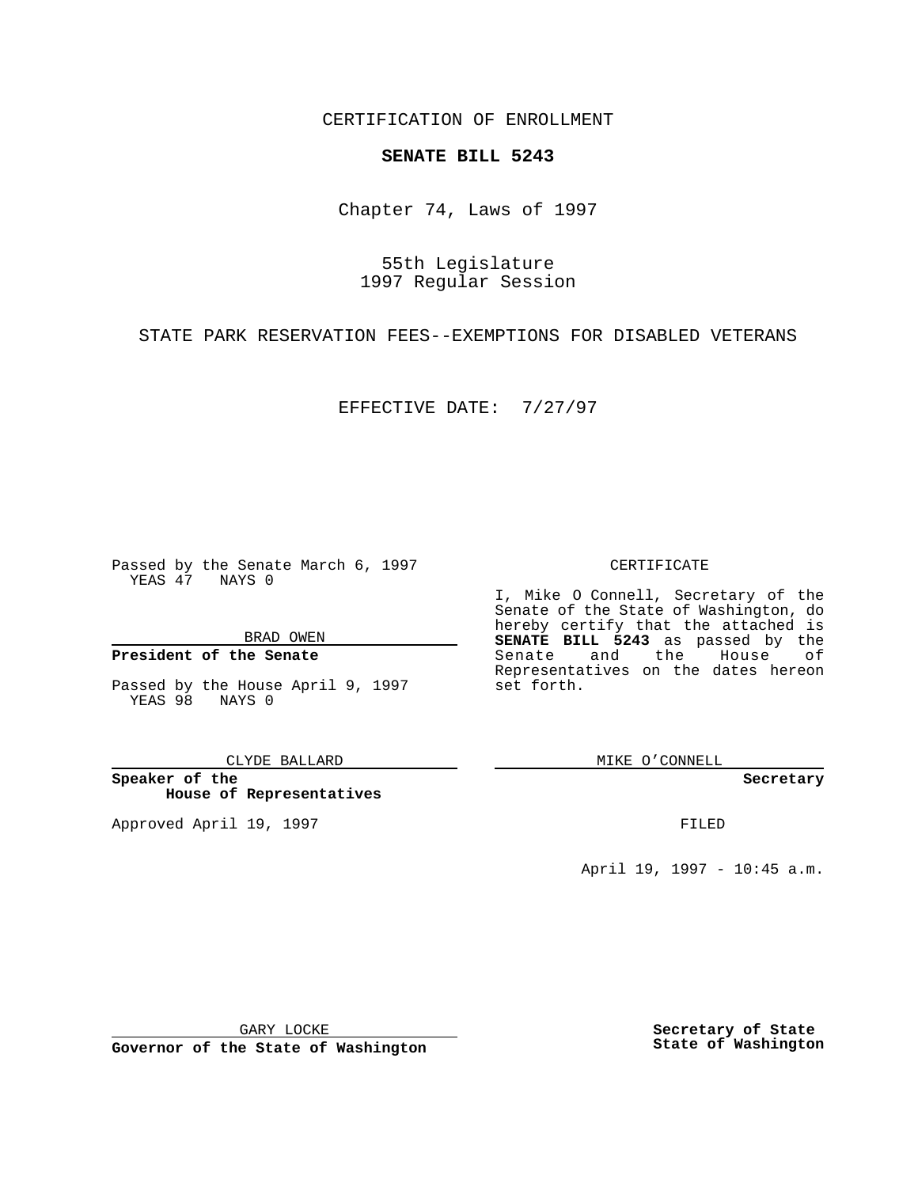CERTIFICATION OF ENROLLMENT

**SENATE BILL 5243**

Chapter 74, Laws of 1997

55th Legislature
1997 Regular Session

STATE PARK RESERVATION FEES--EXEMPTIONS FOR DISABLED VETERANS

EFFECTIVE DATE: 7/27/97

Passed by the Senate March 6, 1997
YEAS 47 NAYS 0

BRAD OWEN

**President of the Senate**

Passed by the House April 9, 1997
YEAS 98 NAYS 0

CLYDE BALLARD

**Speaker of the House of Representatives**

Approved April 19, 1997

GARY LOCKE

**Governor of the State of Washington**

CERTIFICATE

I, Mike O Connell, Secretary of the Senate of the State of Washington, do hereby certify that the attached is **SENATE BILL 5243** as passed by the Senate and the House of Representatives on the dates hereon set forth.

MIKE O'CONNELL

**Secretary**

FILED

April 19, 1997 - 10:45 a.m.

**Secretary of State**
**State of Washington**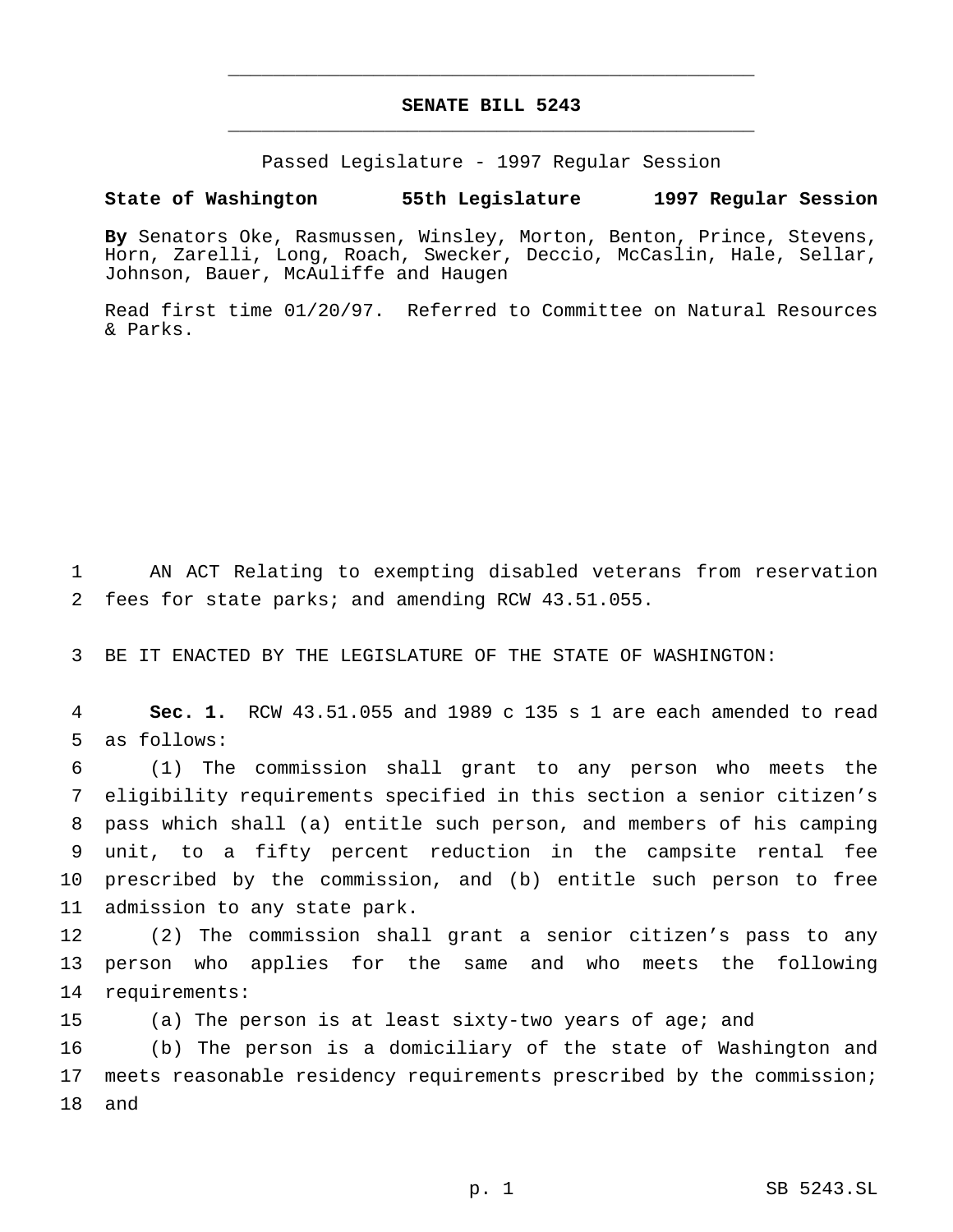# SENATE BILL 5243

Passed Legislature - 1997 Regular Session

**State of Washington 55th Legislature 1997 Regular Session**

**By** Senators Oke, Rasmussen, Winsley, Morton, Benton, Prince, Stevens, Horn, Zarelli, Long, Roach, Swecker, Deccio, McCaslin, Hale, Sellar, Johnson, Bauer, McAuliffe and Haugen

Read first time 01/20/97. Referred to Committee on Natural Resources & Parks.

AN ACT Relating to exempting disabled veterans from reservation fees for state parks; and amending RCW 43.51.055.

BE IT ENACTED BY THE LEGISLATURE OF THE STATE OF WASHINGTON:

**Sec. 1.** RCW 43.51.055 and 1989 c 135 s 1 are each amended to read as follows:

(1) The commission shall grant to any person who meets the eligibility requirements specified in this section a senior citizen's pass which shall (a) entitle such person, and members of his camping unit, to a fifty percent reduction in the campsite rental fee prescribed by the commission, and (b) entitle such person to free admission to any state park.

(2) The commission shall grant a senior citizen's pass to any person who applies for the same and who meets the following requirements:

(a) The person is at least sixty-two years of age; and

(b) The person is a domiciliary of the state of Washington and meets reasonable residency requirements prescribed by the commission; and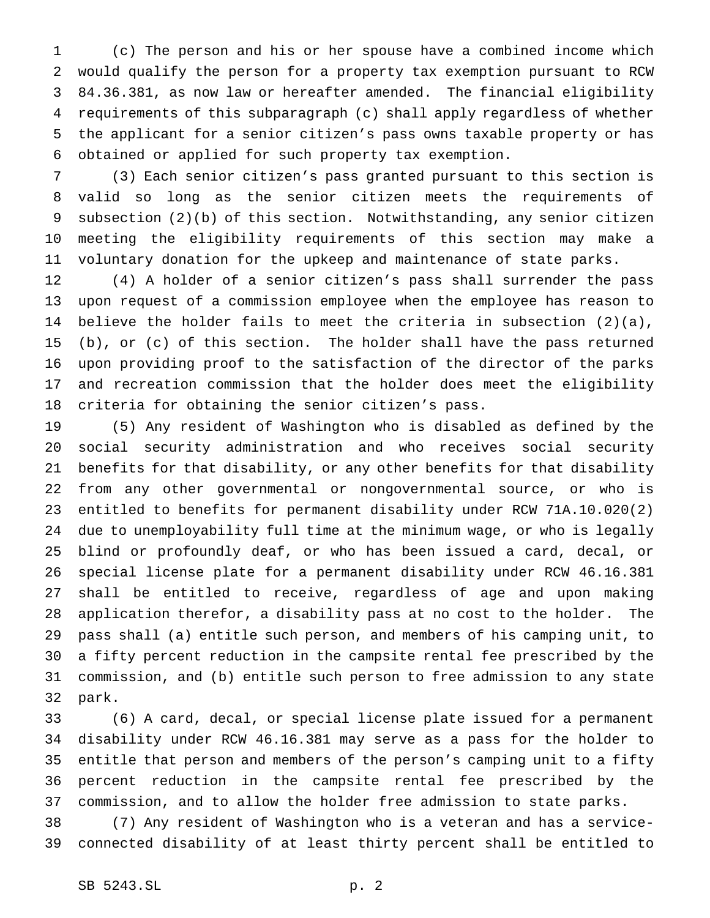(c) The person and his or her spouse have a combined income which would qualify the person for a property tax exemption pursuant to RCW 84.36.381, as now law or hereafter amended. The financial eligibility requirements of this subparagraph (c) shall apply regardless of whether the applicant for a senior citizen's pass owns taxable property or has obtained or applied for such property tax exemption.

(3) Each senior citizen's pass granted pursuant to this section is valid so long as the senior citizen meets the requirements of subsection (2)(b) of this section. Notwithstanding, any senior citizen meeting the eligibility requirements of this section may make a voluntary donation for the upkeep and maintenance of state parks.

(4) A holder of a senior citizen's pass shall surrender the pass upon request of a commission employee when the employee has reason to believe the holder fails to meet the criteria in subsection (2)(a), (b), or (c) of this section. The holder shall have the pass returned upon providing proof to the satisfaction of the director of the parks and recreation commission that the holder does meet the eligibility criteria for obtaining the senior citizen's pass.

(5) Any resident of Washington who is disabled as defined by the social security administration and who receives social security benefits for that disability, or any other benefits for that disability from any other governmental or nongovernmental source, or who is entitled to benefits for permanent disability under RCW 71A.10.020(2) due to unemployability full time at the minimum wage, or who is legally blind or profoundly deaf, or who has been issued a card, decal, or special license plate for a permanent disability under RCW 46.16.381 shall be entitled to receive, regardless of age and upon making application therefor, a disability pass at no cost to the holder. The pass shall (a) entitle such person, and members of his camping unit, to a fifty percent reduction in the campsite rental fee prescribed by the commission, and (b) entitle such person to free admission to any state park.

(6) A card, decal, or special license plate issued for a permanent disability under RCW 46.16.381 may serve as a pass for the holder to entitle that person and members of the person's camping unit to a fifty percent reduction in the campsite rental fee prescribed by the commission, and to allow the holder free admission to state parks.

(7) Any resident of Washington who is a veteran and has a service-connected disability of at least thirty percent shall be entitled to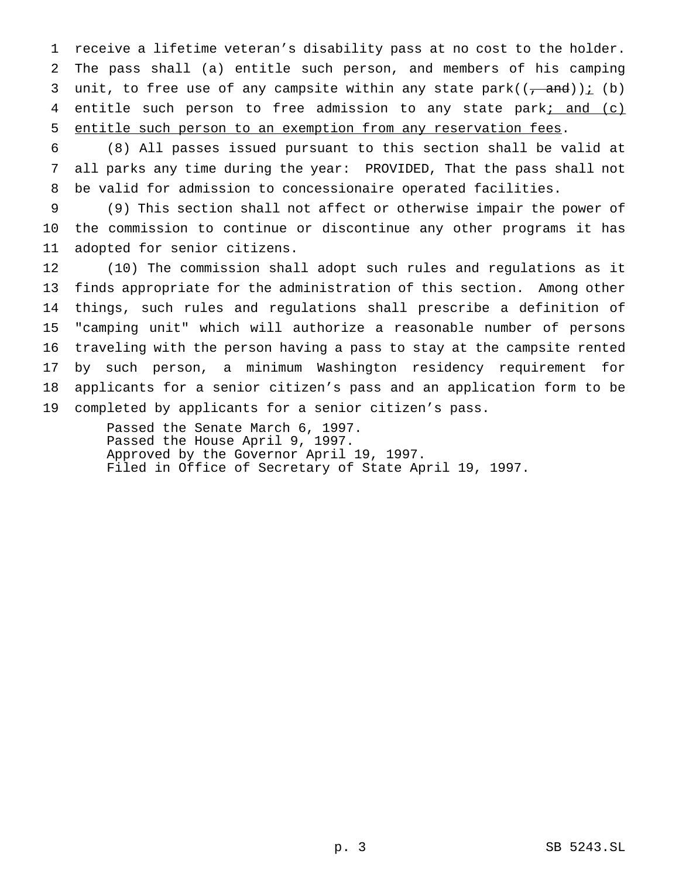receive a lifetime veteran's disability pass at no cost to the holder. The pass shall (a) entitle such person, and members of his camping unit, to free use of any campsite within any state park((~~, and~~))<u>;</u> (b) entitle such person to free admission to any state park<u>; and (c) entitle such person to an exemption from any reservation fees</u>.

(8) All passes issued pursuant to this section shall be valid at all parks any time during the year: PROVIDED, That the pass shall not be valid for admission to concessionaire operated facilities.

(9) This section shall not affect or otherwise impair the power of the commission to continue or discontinue any other programs it has adopted for senior citizens.

(10) The commission shall adopt such rules and regulations as it finds appropriate for the administration of this section. Among other things, such rules and regulations shall prescribe a definition of "camping unit" which will authorize a reasonable number of persons traveling with the person having a pass to stay at the campsite rented by such person, a minimum Washington residency requirement for applicants for a senior citizen's pass and an application form to be completed by applicants for a senior citizen's pass.

Passed the Senate March 6, 1997.
Passed the House April 9, 1997.
Approved by the Governor April 19, 1997.
Filed in Office of Secretary of State April 19, 1997.